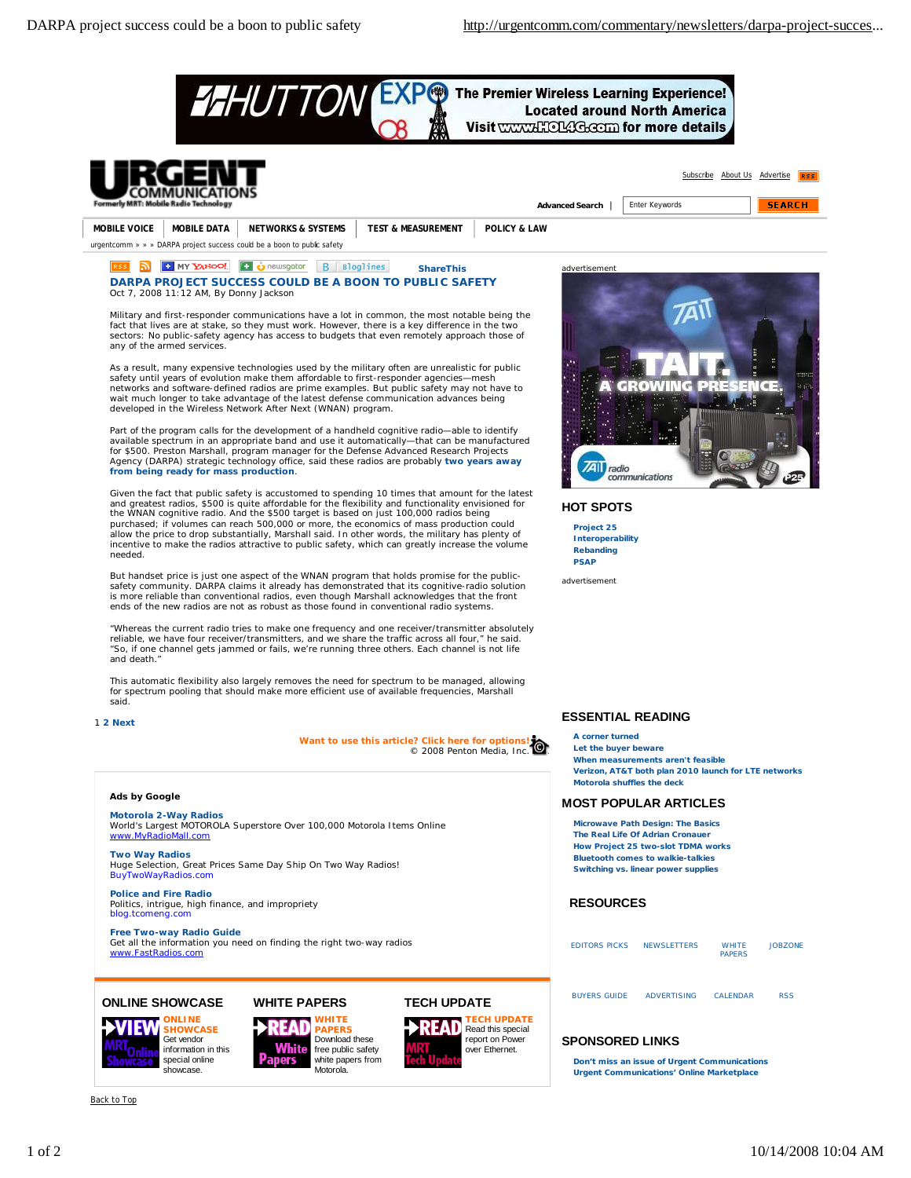# DARPA PROJECT SUCCESS COULD BE A BOON TO PUBLIC SAFETY

Oct 7, 2008 11:12 AM, By Donny Jackson

Military and first-responder communications have a lot in common, the most notable being the fact that lives are at stake, so they must work. However, there is a key difference in the two sectors: No public-safety agency has access to budgets that even remotely approach those of any of the armed services.

As a result, many expensive technologies used by the military often are unrealistic for public safety until years of evolution make them affordable to first-responder agencies—mesh networks and software-defined radios are prime examples. But public safety may not have to wait much longer to take advantage of the latest defense communication advances being developed in the Wireless Network After Next (WNAN) program.

Part of the program calls for the development of a handheld cognitive radio—able to identify available spectrum in an appropriate band and use it automatically—that can be manufactured for $500. Preston Marshall, program manager for the Defense Advanced Research Projects Agency (DARPA) strategic technology office, said these radios are probably **two years away from being ready for mass production**.

Given the fact that public safety is accustomed to spending 10 times that amount for the latest and greatest radios, $500 is quite affordable for the flexibility and functionality envisioned for the WNAN cognitive radio. And the $500 target is based on just 100,000 radios being purchased; if volumes can reach 500,000 or more, the economics of mass production could allow the price to drop substantially, Marshall said. In other words, the military has plenty of incentive to make the radios attractive to public safety, which can greatly increase the volume needed.

But handset price is just one aspect of the WNAN program that holds promise for the public-safety community. DARPA claims it already has demonstrated that its cognitive-radio solution is more reliable than conventional radios, even though Marshall acknowledges that the front ends of the new radios are not as robust as those found in conventional radio systems.

"Whereas the current radio tries to make one frequency and one receiver/transmitter absolutely reliable, we have four receiver/transmitters, and we share the traffic across all four," he said. "So, if one channel gets jammed or fails, we're running three others. Each channel is not life and death."

This automatic flexibility also largely removes the need for spectrum to be managed, allowing for spectrum pooling that should make more efficient use of available frequencies, Marshall said.

1 2 Next

Want to use this article? Click here for options!
© 2008 Penton Media, Inc.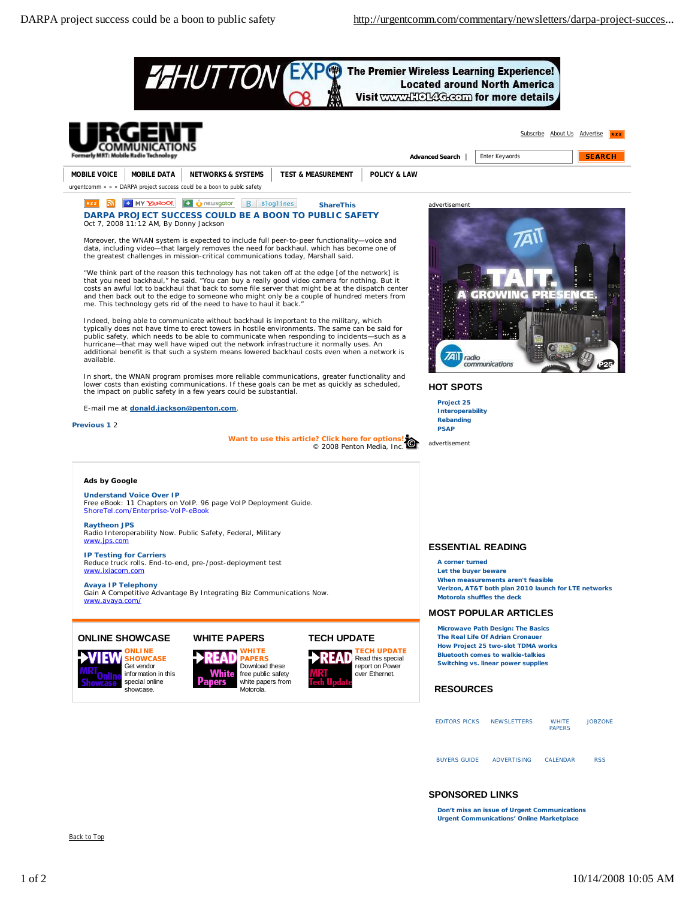# DARPA PROJECT SUCCESS COULD BE A BOON TO PUBLIC SAFETY

Oct 7, 2008 11:12 AM, By Donny Jackson

Moreover, the WNAN system is expected to include full peer-to-peer functionality—voice and data, including video—that largely removes the need for backhaul, which has become one of the greatest challenges in mission-critical communications today, Marshall said.

"We think part of the reason this technology has not taken off at the edge [of the network] is that you need backhaul," he said. "You can buy a really good video camera for nothing. But it costs an awful lot to backhaul that back to some file server that might be at the dispatch center and then back out to the edge to someone who might only be a couple of hundred meters from me. This technology gets rid of the need to have to haul it back."

Indeed, being able to communicate without backhaul is important to the military, which typically does not have time to erect towers in hostile environments. The same can be said for public safety, which needs to be able to communicate when responding to incidents—such as a hurricane—that may well have wiped out the network infrastructure it normally uses. An additional benefit is that such a system means lowered backhaul costs even when a network is available.

In short, the WNAN program promises more reliable communications, greater functionality and lower costs than existing communications. If these goals can be met as quickly as scheduled, the impact on public safety in a few years could be substantial.

E-mail me at donald.jackson@penton.com.

Previous 1 2

Want to use this article? Click here for options!
© 2008 Penton Media, Inc.